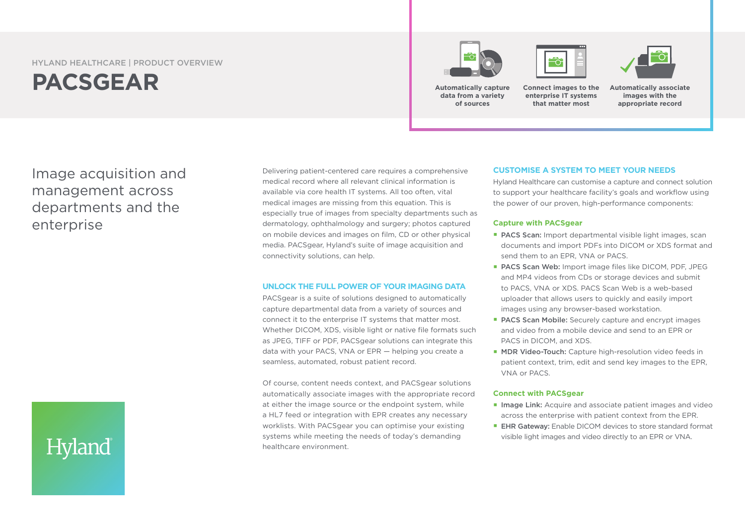HYLAND HEALTHCARE | PRODUCT OVERVIEW

# PACSGEAR

**Automatically capture data from a variety of sources**

**Connect images to the enterprise IT systems that matter most**

**Automatically associate images with the appropriate record**

## Image acquisition and management across departments and the enterprise

Delivering patient-centered care requires a comprehensive medical record where all relevant clinical information is available via core health IT systems. All too often, vital medical images are missing from this equation. This is especially true of images from specialty departments such as dermatology, ophthalmology and surgery; photos captured on mobile devices and images on film, CD or other physical media. PACSgear, Hyland's suite of image acquisition and connectivity solutions, can help.

### UNLOCK THE FULL POWER OF YOUR IMAGING DATA

PACSgear is a suite of solutions designed to automatically capture departmental data from a variety of sources and connect it to the enterprise IT systems that matter most. Whether DICOM, XDS, visible light or native file formats such as JPEG, TIFF or PDF, PACSgear solutions can integrate this data with your PACS, VNA or EPR — helping you create a seamless, automated, robust patient record.

Of course, content needs context, and PACSgear solutions automatically associate images with the appropriate record at either the image source or the endpoint system, while a HL7 feed or integration with EPR creates any necessary worklists. With PACSgear you can optimise your existing systems while meeting the needs of today's demanding healthcare environment.

### CUSTOMISE A SYSTEM TO MEET YOUR NEEDS

Hyland Healthcare can customise a capture and connect solution to support your healthcare facility's goals and workflow using the power of our proven, high-performance components:

#### Capture with PACSgear

- **PACS Scan:** Import departmental visible light images, scan documents and import PDFs into DICOM or XDS format and send them to an EPR, VNA or PACS.
- **PACS Scan Web:** Import image files like DICOM, PDF, JPEG and MP4 videos from CDs or storage devices and submit to PACS, VNA or XDS. PACS Scan Web is a web-based uploader that allows users to quickly and easily import images using any browser-based workstation.
- **PACS Scan Mobile:** Securely capture and encrypt images and video from a mobile device and send to an EPR or PACS in DICOM, and XDS.
- **MDR Video-Touch:** Capture high-resolution video feeds in patient context, trim, edit and send key images to the EPR, VNA or PACS.

#### Connect with PACSgear

- **Image Link:** Acquire and associate patient images and video across the enterprise with patient context from the EPR.
- **EHR Gateway:** Enable DICOM devices to store standard format visible light images and video directly to an EPR or VNA.

Hyland®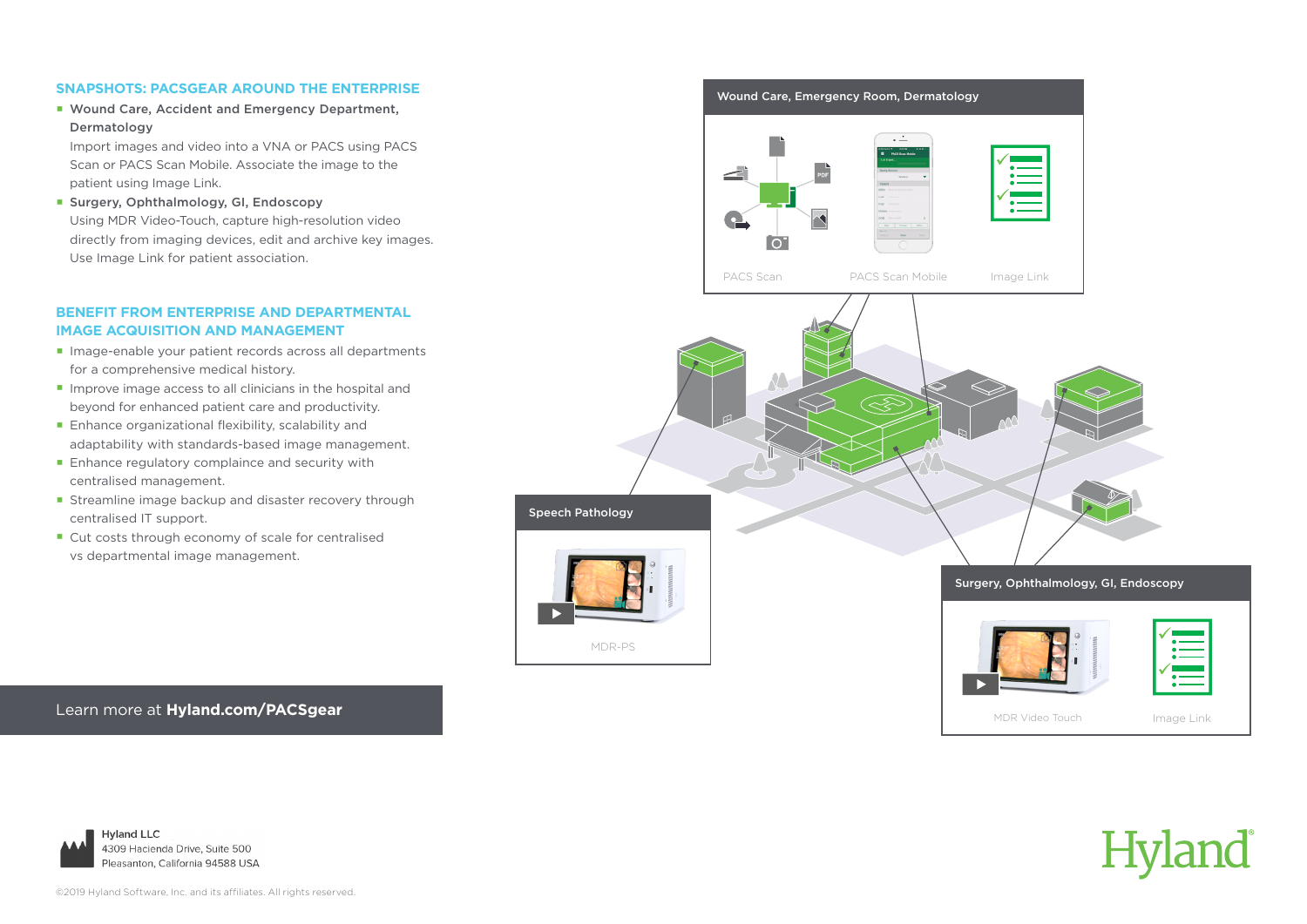## SNAPSHOTS: PACSGEAR AROUND THE ENTERPRISE

- **Wound Care, Accident and Emergency Department, Dermatology**
  Import images and video into a VNA or PACS using PACS Scan or PACS Scan Mobile. Associate the image to the patient using Image Link.
- **Surgery, Ophthalmology, GI, Endoscopy**
  Using MDR Video-Touch, capture high-resolution video directly from imaging devices, edit and archive key images. Use Image Link for patient association.

## BENEFIT FROM ENTERPRISE AND DEPARTMENTAL IMAGE ACQUISITION AND MANAGEMENT

- Image-enable your patient records across all departments for a comprehensive medical history.
- Improve image access to all clinicians in the hospital and beyond for enhanced patient care and productivity.
- Enhance organizational flexibility, scalability and adaptability with standards-based image management.
- Enhance regulatory complaince and security with centralised management.
- Streamline image backup and disaster recovery through centralised IT support.
- Cut costs through economy of scale for centralised vs departmental image management.

Learn more at **Hyland.com/PACSgear**

Wound Care, Emergency Room, Dermatology

PACS Scan

PACS Scan Mobile

Image Link

Speech Pathology

MDR-PS

Surgery, Ophthalmology, GI, Endoscopy

MDR Video Touch

Image Link

Hyland LLC
4309 Hacienda Drive, Suite 500
Pleasanton, California 94588 USA

©2019 Hyland Software, Inc. and its affiliates. All rights reserved.

Hyland